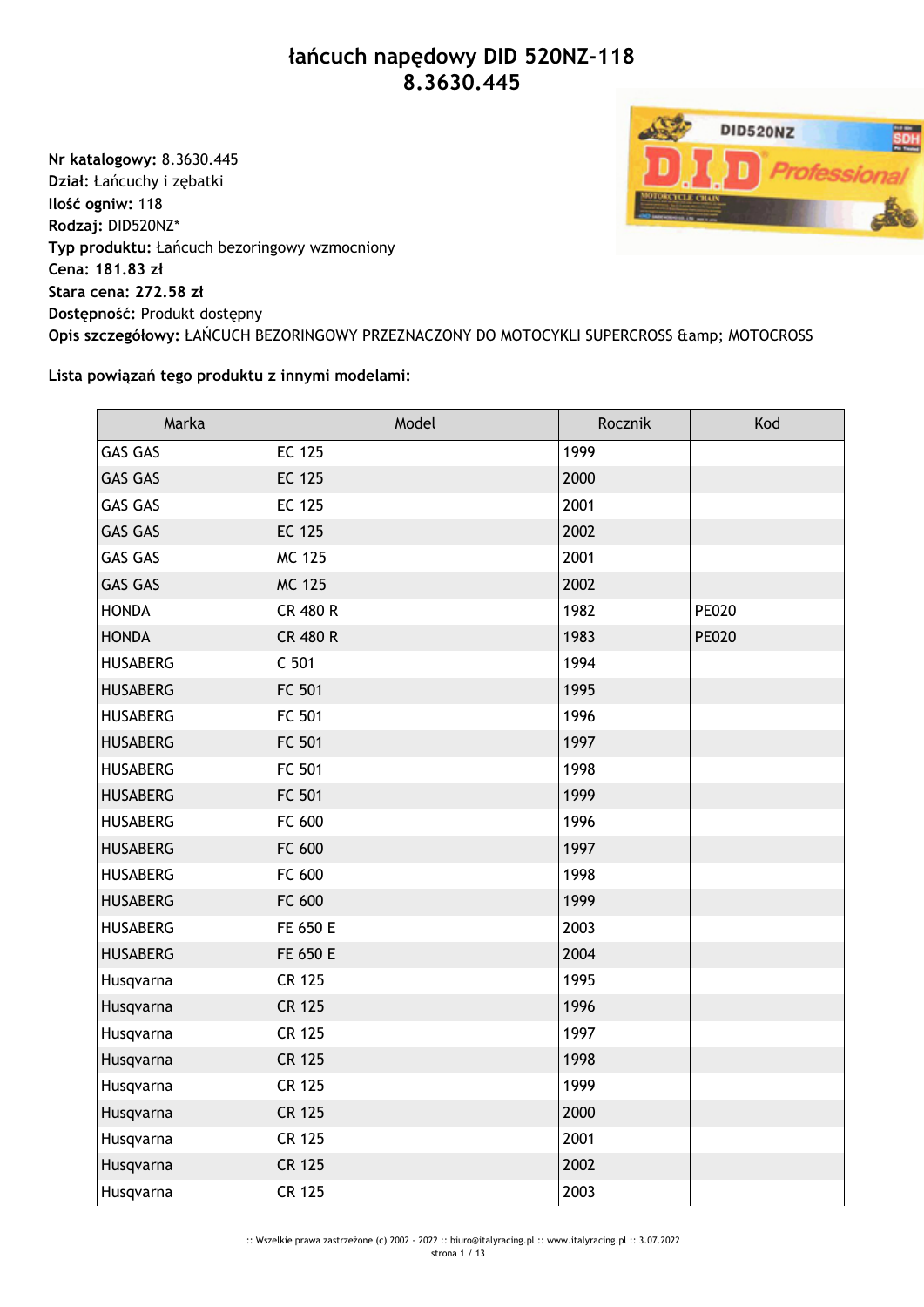# łańcuch napędowy DID 520NZ-118
# 8.3630.445

**Nr katalogowy:** 8.3630.445
**Dział:** Łańcuchy i zębatki
**Ilość ogniw:** 118
**Rodzaj:** DID520NZ*
**Typ produktu:** Łańcuch bezoringowy wzmocniony
**Cena: 181.83 zł**
**Stara cena: 272.58 zł**
**Dostępność:** Produkt dostępny
**Opis szczegółowy:** ŁAŃCUCH BEZORINGOWY PRZEZNACZONY DO MOTOCYKLI SUPERCROSS &amp; MOTOCROSS

**Lista powiązań tego produktu z innymi modelami:**

| Marka | Model | Rocznik | Kod |
|---|---|---|---|
| GAS GAS | EC 125 | 1999 | |
| GAS GAS | EC 125 | 2000 | |
| GAS GAS | EC 125 | 2001 | |
| GAS GAS | EC 125 | 2002 | |
| GAS GAS | MC 125 | 2001 | |
| GAS GAS | MC 125 | 2002 | |
| HONDA | CR 480 R | 1982 | PE020 |
| HONDA | CR 480 R | 1983 | PE020 |
| HUSABERG | C 501 | 1994 | |
| HUSABERG | FC 501 | 1995 | |
| HUSABERG | FC 501 | 1996 | |
| HUSABERG | FC 501 | 1997 | |
| HUSABERG | FC 501 | 1998 | |
| HUSABERG | FC 501 | 1999 | |
| HUSABERG | FC 600 | 1996 | |
| HUSABERG | FC 600 | 1997 | |
| HUSABERG | FC 600 | 1998 | |
| HUSABERG | FC 600 | 1999 | |
| HUSABERG | FE 650 E | 2003 | |
| HUSABERG | FE 650 E | 2004 | |
| Husqvarna | CR 125 | 1995 | |
| Husqvarna | CR 125 | 1996 | |
| Husqvarna | CR 125 | 1997 | |
| Husqvarna | CR 125 | 1998 | |
| Husqvarna | CR 125 | 1999 | |
| Husqvarna | CR 125 | 2000 | |
| Husqvarna | CR 125 | 2001 | |
| Husqvarna | CR 125 | 2002 | |
| Husqvarna | CR 125 | 2003 | |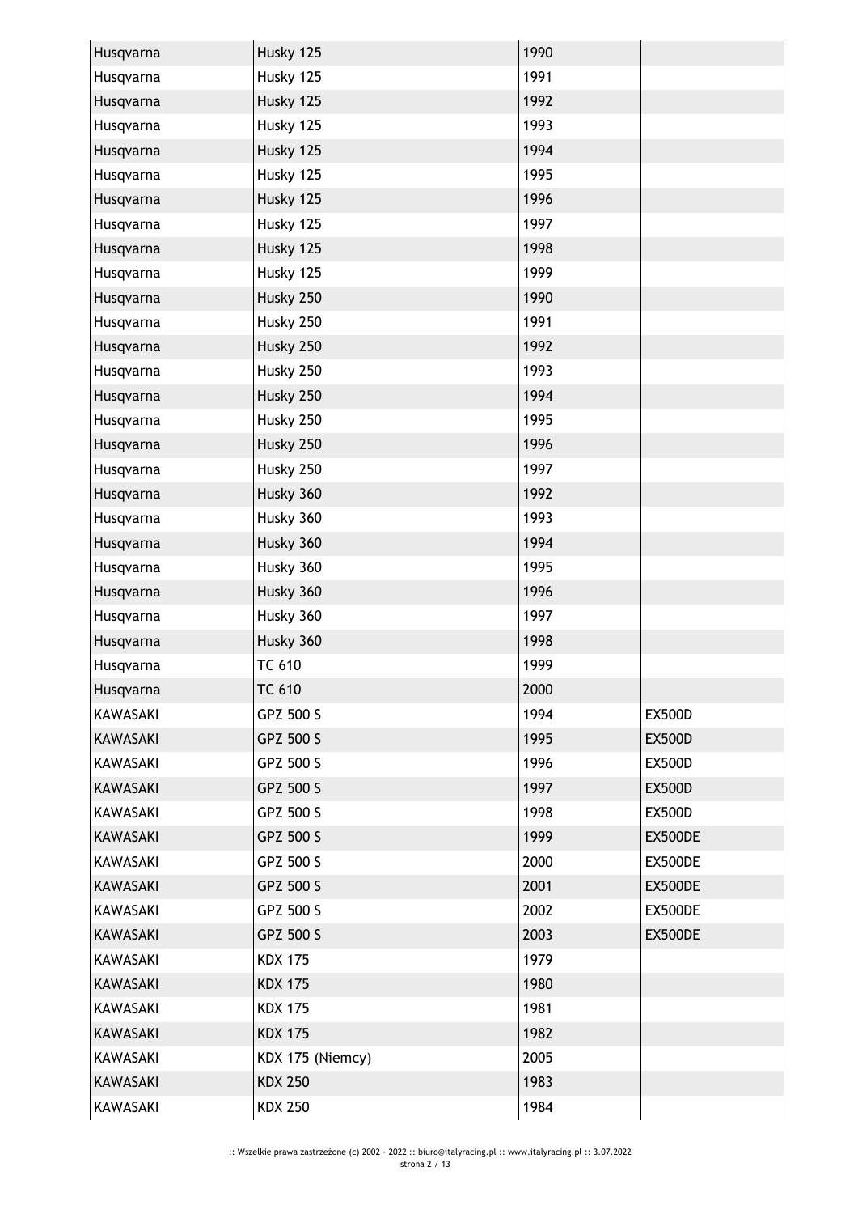| | | | |
|---|---|---|---|
| Husqvarna | Husky 125 | 1990 | |
| Husqvarna | Husky 125 | 1991 | |
| Husqvarna | Husky 125 | 1992 | |
| Husqvarna | Husky 125 | 1993 | |
| Husqvarna | Husky 125 | 1994 | |
| Husqvarna | Husky 125 | 1995 | |
| Husqvarna | Husky 125 | 1996 | |
| Husqvarna | Husky 125 | 1997 | |
| Husqvarna | Husky 125 | 1998 | |
| Husqvarna | Husky 125 | 1999 | |
| Husqvarna | Husky 250 | 1990 | |
| Husqvarna | Husky 250 | 1991 | |
| Husqvarna | Husky 250 | 1992 | |
| Husqvarna | Husky 250 | 1993 | |
| Husqvarna | Husky 250 | 1994 | |
| Husqvarna | Husky 250 | 1995 | |
| Husqvarna | Husky 250 | 1996 | |
| Husqvarna | Husky 250 | 1997 | |
| Husqvarna | Husky 360 | 1992 | |
| Husqvarna | Husky 360 | 1993 | |
| Husqvarna | Husky 360 | 1994 | |
| Husqvarna | Husky 360 | 1995 | |
| Husqvarna | Husky 360 | 1996 | |
| Husqvarna | Husky 360 | 1997 | |
| Husqvarna | Husky 360 | 1998 | |
| Husqvarna | TC 610 | 1999 | |
| Husqvarna | TC 610 | 2000 | |
| KAWASAKI | GPZ 500 S | 1994 | EX500D |
| KAWASAKI | GPZ 500 S | 1995 | EX500D |
| KAWASAKI | GPZ 500 S | 1996 | EX500D |
| KAWASAKI | GPZ 500 S | 1997 | EX500D |
| KAWASAKI | GPZ 500 S | 1998 | EX500D |
| KAWASAKI | GPZ 500 S | 1999 | EX500DE |
| KAWASAKI | GPZ 500 S | 2000 | EX500DE |
| KAWASAKI | GPZ 500 S | 2001 | EX500DE |
| KAWASAKI | GPZ 500 S | 2002 | EX500DE |
| KAWASAKI | GPZ 500 S | 2003 | EX500DE |
| KAWASAKI | KDX 175 | 1979 | |
| KAWASAKI | KDX 175 | 1980 | |
| KAWASAKI | KDX 175 | 1981 | |
| KAWASAKI | KDX 175 | 1982 | |
| KAWASAKI | KDX 175 (Niemcy) | 2005 | |
| KAWASAKI | KDX 250 | 1983 | |
| KAWASAKI | KDX 250 | 1984 | |

:: Wszelkie prawa zastrzeżone (c) 2002 - 2022 :: biuro@italyracing.pl :: www.italyracing.pl :: 3.07.2022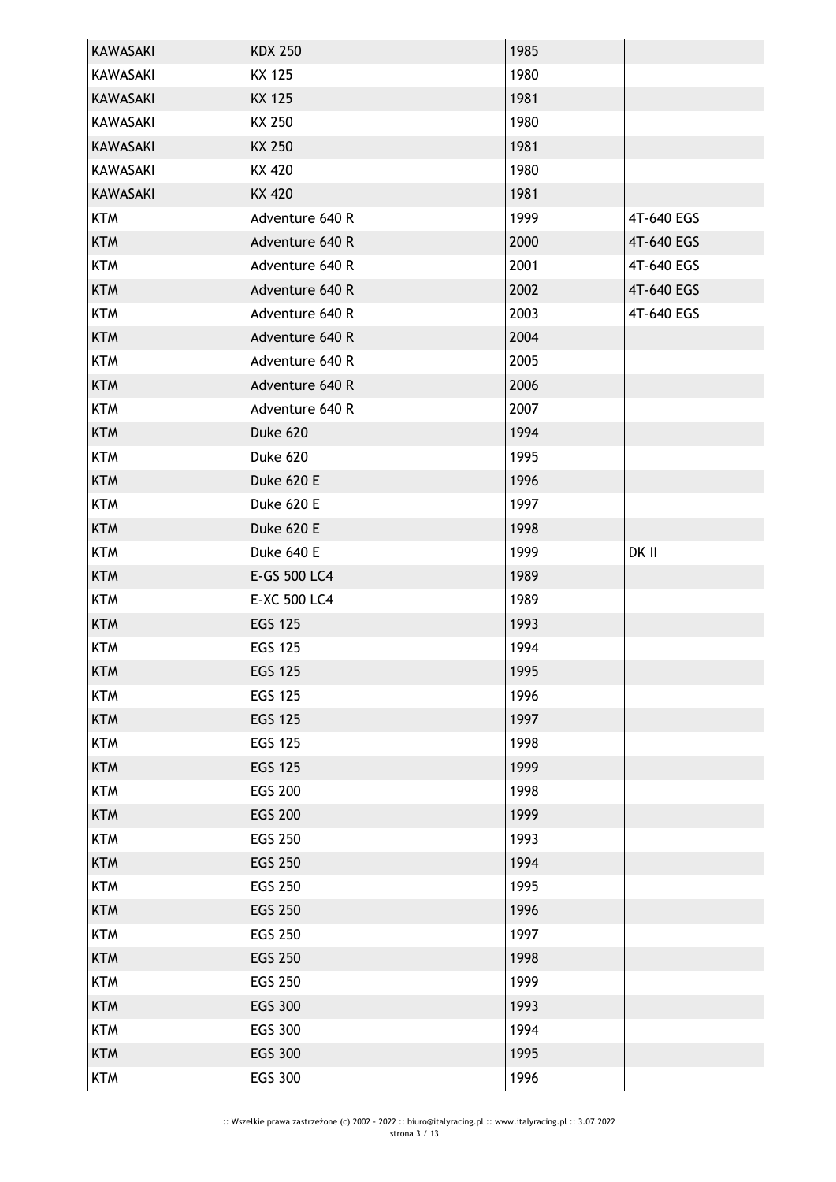| | | | |
|---|---|---|---|
| KAWASAKI | KDX 250 | 1985 | |
| KAWASAKI | KX 125 | 1980 | |
| KAWASAKI | KX 125 | 1981 | |
| KAWASAKI | KX 250 | 1980 | |
| KAWASAKI | KX 250 | 1981 | |
| KAWASAKI | KX 420 | 1980 | |
| KAWASAKI | KX 420 | 1981 | |
| KTM | Adventure 640 R | 1999 | 4T-640 EGS |
| KTM | Adventure 640 R | 2000 | 4T-640 EGS |
| KTM | Adventure 640 R | 2001 | 4T-640 EGS |
| KTM | Adventure 640 R | 2002 | 4T-640 EGS |
| KTM | Adventure 640 R | 2003 | 4T-640 EGS |
| KTM | Adventure 640 R | 2004 | |
| KTM | Adventure 640 R | 2005 | |
| KTM | Adventure 640 R | 2006 | |
| KTM | Adventure 640 R | 2007 | |
| KTM | Duke 620 | 1994 | |
| KTM | Duke 620 | 1995 | |
| KTM | Duke 620 E | 1996 | |
| KTM | Duke 620 E | 1997 | |
| KTM | Duke 620 E | 1998 | |
| KTM | Duke 640 E | 1999 | DK II |
| KTM | E-GS 500 LC4 | 1989 | |
| KTM | E-XC 500 LC4 | 1989 | |
| KTM | EGS 125 | 1993 | |
| KTM | EGS 125 | 1994 | |
| KTM | EGS 125 | 1995 | |
| KTM | EGS 125 | 1996 | |
| KTM | EGS 125 | 1997 | |
| KTM | EGS 125 | 1998 | |
| KTM | EGS 125 | 1999 | |
| KTM | EGS 200 | 1998 | |
| KTM | EGS 200 | 1999 | |
| KTM | EGS 250 | 1993 | |
| KTM | EGS 250 | 1994 | |
| KTM | EGS 250 | 1995 | |
| KTM | EGS 250 | 1996 | |
| KTM | EGS 250 | 1997 | |
| KTM | EGS 250 | 1998 | |
| KTM | EGS 250 | 1999 | |
| KTM | EGS 300 | 1993 | |
| KTM | EGS 300 | 1994 | |
| KTM | EGS 300 | 1995 | |
| KTM | EGS 300 | 1996 | |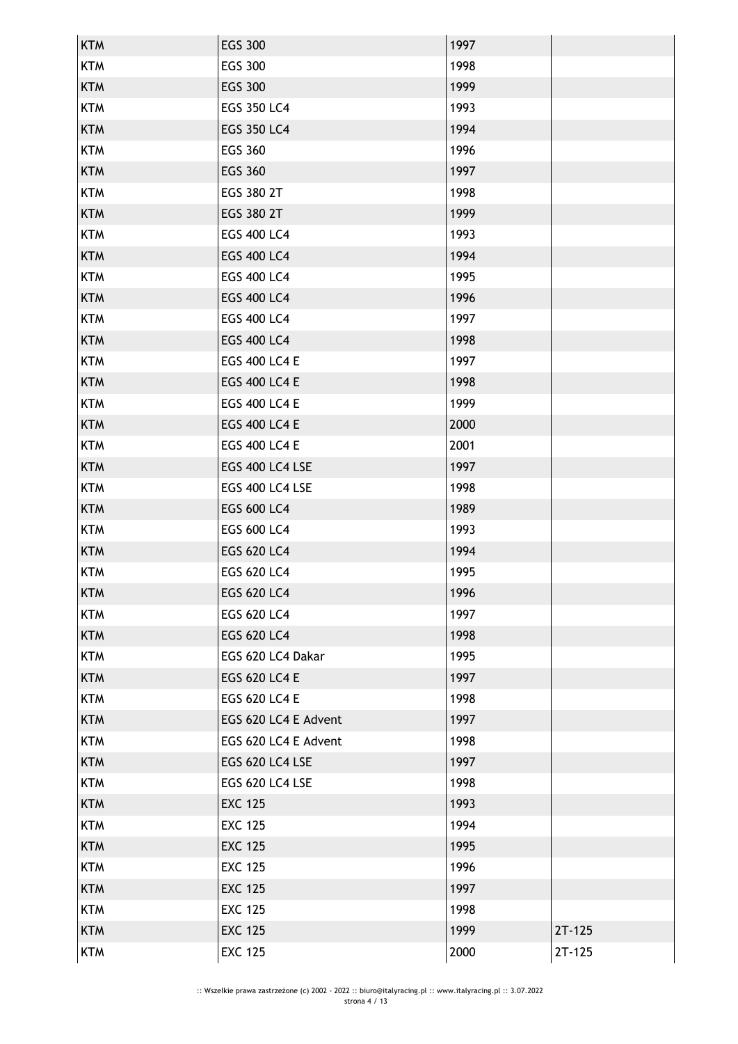| KTM | EGS 300 | 1997 | |
|---|---|---|---|
| KTM | EGS 300 | 1998 | |
| KTM | EGS 300 | 1999 | |
| KTM | EGS 350 LC4 | 1993 | |
| KTM | EGS 350 LC4 | 1994 | |
| KTM | EGS 360 | 1996 | |
| KTM | EGS 360 | 1997 | |
| KTM | EGS 380 2T | 1998 | |
| KTM | EGS 380 2T | 1999 | |
| KTM | EGS 400 LC4 | 1993 | |
| KTM | EGS 400 LC4 | 1994 | |
| KTM | EGS 400 LC4 | 1995 | |
| KTM | EGS 400 LC4 | 1996 | |
| KTM | EGS 400 LC4 | 1997 | |
| KTM | EGS 400 LC4 | 1998 | |
| KTM | EGS 400 LC4 E | 1997 | |
| KTM | EGS 400 LC4 E | 1998 | |
| KTM | EGS 400 LC4 E | 1999 | |
| KTM | EGS 400 LC4 E | 2000 | |
| KTM | EGS 400 LC4 E | 2001 | |
| KTM | EGS 400 LC4 LSE | 1997 | |
| KTM | EGS 400 LC4 LSE | 1998 | |
| KTM | EGS 600 LC4 | 1989 | |
| KTM | EGS 600 LC4 | 1993 | |
| KTM | EGS 620 LC4 | 1994 | |
| KTM | EGS 620 LC4 | 1995 | |
| KTM | EGS 620 LC4 | 1996 | |
| KTM | EGS 620 LC4 | 1997 | |
| KTM | EGS 620 LC4 | 1998 | |
| KTM | EGS 620 LC4 Dakar | 1995 | |
| KTM | EGS 620 LC4 E | 1997 | |
| KTM | EGS 620 LC4 E | 1998 | |
| KTM | EGS 620 LC4 E Advent | 1997 | |
| KTM | EGS 620 LC4 E Advent | 1998 | |
| KTM | EGS 620 LC4 LSE | 1997 | |
| KTM | EGS 620 LC4 LSE | 1998 | |
| KTM | EXC 125 | 1993 | |
| KTM | EXC 125 | 1994 | |
| KTM | EXC 125 | 1995 | |
| KTM | EXC 125 | 1996 | |
| KTM | EXC 125 | 1997 | |
| KTM | EXC 125 | 1998 | |
| KTM | EXC 125 | 1999 | 2T-125 |
| KTM | EXC 125 | 2000 | 2T-125 |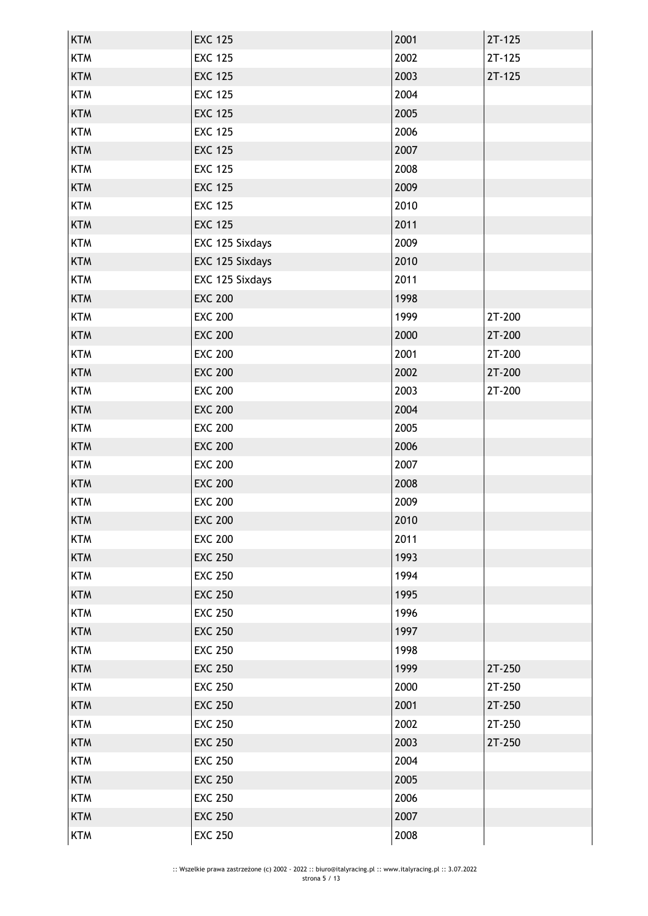| KTM | EXC 125 | 2001 | 2T-125 |
|---|---|---|---|
| KTM | EXC 125 | 2002 | 2T-125 |
| KTM | EXC 125 | 2003 | 2T-125 |
| KTM | EXC 125 | 2004 | |
| KTM | EXC 125 | 2005 | |
| KTM | EXC 125 | 2006 | |
| KTM | EXC 125 | 2007 | |
| KTM | EXC 125 | 2008 | |
| KTM | EXC 125 | 2009 | |
| KTM | EXC 125 | 2010 | |
| KTM | EXC 125 | 2011 | |
| KTM | EXC 125 Sixdays | 2009 | |
| KTM | EXC 125 Sixdays | 2010 | |
| KTM | EXC 125 Sixdays | 2011 | |
| KTM | EXC 200 | 1998 | |
| KTM | EXC 200 | 1999 | 2T-200 |
| KTM | EXC 200 | 2000 | 2T-200 |
| KTM | EXC 200 | 2001 | 2T-200 |
| KTM | EXC 200 | 2002 | 2T-200 |
| KTM | EXC 200 | 2003 | 2T-200 |
| KTM | EXC 200 | 2004 | |
| KTM | EXC 200 | 2005 | |
| KTM | EXC 200 | 2006 | |
| KTM | EXC 200 | 2007 | |
| KTM | EXC 200 | 2008 | |
| KTM | EXC 200 | 2009 | |
| KTM | EXC 200 | 2010 | |
| KTM | EXC 200 | 2011 | |
| KTM | EXC 250 | 1993 | |
| KTM | EXC 250 | 1994 | |
| KTM | EXC 250 | 1995 | |
| KTM | EXC 250 | 1996 | |
| KTM | EXC 250 | 1997 | |
| KTM | EXC 250 | 1998 | |
| KTM | EXC 250 | 1999 | 2T-250 |
| KTM | EXC 250 | 2000 | 2T-250 |
| KTM | EXC 250 | 2001 | 2T-250 |
| KTM | EXC 250 | 2002 | 2T-250 |
| KTM | EXC 250 | 2003 | 2T-250 |
| KTM | EXC 250 | 2004 | |
| KTM | EXC 250 | 2005 | |
| KTM | EXC 250 | 2006 | |
| KTM | EXC 250 | 2007 | |
| KTM | EXC 250 | 2008 | |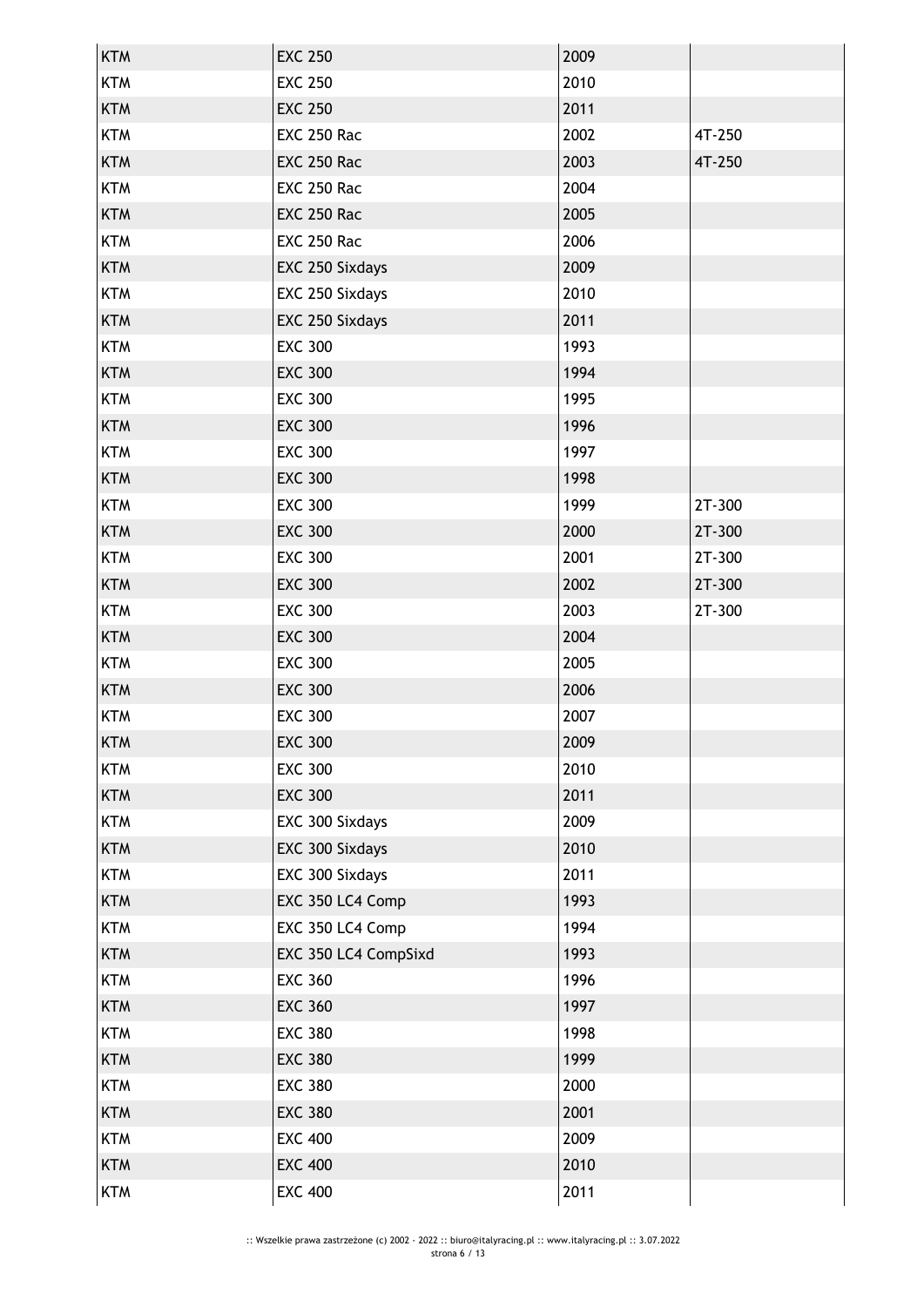| | | | |
|---|---|---|---|
| KTM | EXC 250 | 2009 | |
| KTM | EXC 250 | 2010 | |
| KTM | EXC 250 | 2011 | |
| KTM | EXC 250 Rac | 2002 | 4T-250 |
| KTM | EXC 250 Rac | 2003 | 4T-250 |
| KTM | EXC 250 Rac | 2004 | |
| KTM | EXC 250 Rac | 2005 | |
| KTM | EXC 250 Rac | 2006 | |
| KTM | EXC 250 Sixdays | 2009 | |
| KTM | EXC 250 Sixdays | 2010 | |
| KTM | EXC 250 Sixdays | 2011 | |
| KTM | EXC 300 | 1993 | |
| KTM | EXC 300 | 1994 | |
| KTM | EXC 300 | 1995 | |
| KTM | EXC 300 | 1996 | |
| KTM | EXC 300 | 1997 | |
| KTM | EXC 300 | 1998 | |
| KTM | EXC 300 | 1999 | 2T-300 |
| KTM | EXC 300 | 2000 | 2T-300 |
| KTM | EXC 300 | 2001 | 2T-300 |
| KTM | EXC 300 | 2002 | 2T-300 |
| KTM | EXC 300 | 2003 | 2T-300 |
| KTM | EXC 300 | 2004 | |
| KTM | EXC 300 | 2005 | |
| KTM | EXC 300 | 2006 | |
| KTM | EXC 300 | 2007 | |
| KTM | EXC 300 | 2009 | |
| KTM | EXC 300 | 2010 | |
| KTM | EXC 300 | 2011 | |
| KTM | EXC 300 Sixdays | 2009 | |
| KTM | EXC 300 Sixdays | 2010 | |
| KTM | EXC 300 Sixdays | 2011 | |
| KTM | EXC 350 LC4 Comp | 1993 | |
| KTM | EXC 350 LC4 Comp | 1994 | |
| KTM | EXC 350 LC4 CompSixd | 1993 | |
| KTM | EXC 360 | 1996 | |
| KTM | EXC 360 | 1997 | |
| KTM | EXC 380 | 1998 | |
| KTM | EXC 380 | 1999 | |
| KTM | EXC 380 | 2000 | |
| KTM | EXC 380 | 2001 | |
| KTM | EXC 400 | 2009 | |
| KTM | EXC 400 | 2010 | |
| KTM | EXC 400 | 2011 | |

:: Wszelkie prawa zastrzeżone (c) 2002 - 2022 :: biuro@italyracing.pl :: www.italyracing.pl :: 3.07.2022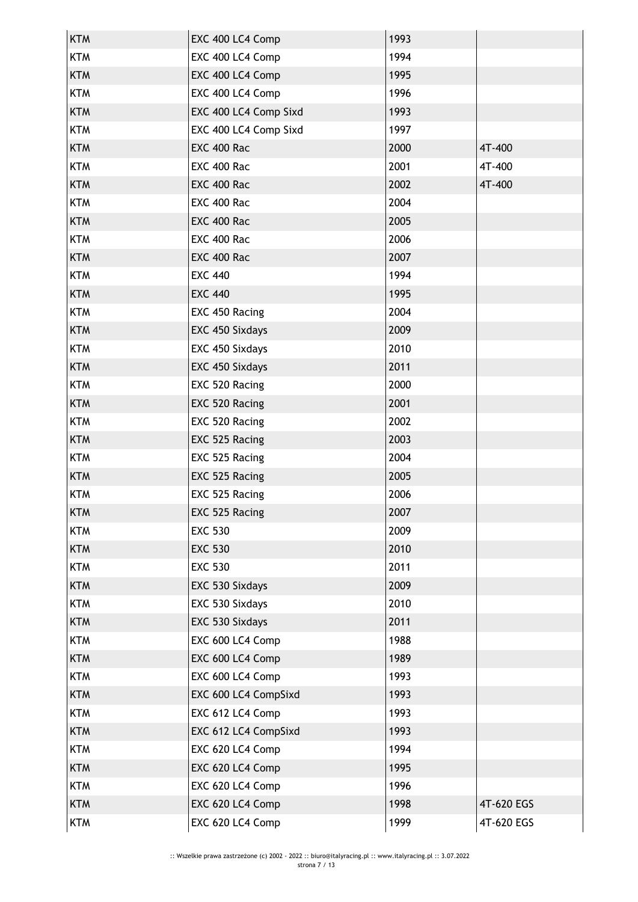| | | | |
|---|---|---|---|
| KTM | EXC 400 LC4 Comp | 1993 | |
| KTM | EXC 400 LC4 Comp | 1994 | |
| KTM | EXC 400 LC4 Comp | 1995 | |
| KTM | EXC 400 LC4 Comp | 1996 | |
| KTM | EXC 400 LC4 Comp Sixd | 1993 | |
| KTM | EXC 400 LC4 Comp Sixd | 1997 | |
| KTM | EXC 400 Rac | 2000 | 4T-400 |
| KTM | EXC 400 Rac | 2001 | 4T-400 |
| KTM | EXC 400 Rac | 2002 | 4T-400 |
| KTM | EXC 400 Rac | 2004 | |
| KTM | EXC 400 Rac | 2005 | |
| KTM | EXC 400 Rac | 2006 | |
| KTM | EXC 400 Rac | 2007 | |
| KTM | EXC 440 | 1994 | |
| KTM | EXC 440 | 1995 | |
| KTM | EXC 450 Racing | 2004 | |
| KTM | EXC 450 Sixdays | 2009 | |
| KTM | EXC 450 Sixdays | 2010 | |
| KTM | EXC 450 Sixdays | 2011 | |
| KTM | EXC 520 Racing | 2000 | |
| KTM | EXC 520 Racing | 2001 | |
| KTM | EXC 520 Racing | 2002 | |
| KTM | EXC 525 Racing | 2003 | |
| KTM | EXC 525 Racing | 2004 | |
| KTM | EXC 525 Racing | 2005 | |
| KTM | EXC 525 Racing | 2006 | |
| KTM | EXC 525 Racing | 2007 | |
| KTM | EXC 530 | 2009 | |
| KTM | EXC 530 | 2010 | |
| KTM | EXC 530 | 2011 | |
| KTM | EXC 530 Sixdays | 2009 | |
| KTM | EXC 530 Sixdays | 2010 | |
| KTM | EXC 530 Sixdays | 2011 | |
| KTM | EXC 600 LC4 Comp | 1988 | |
| KTM | EXC 600 LC4 Comp | 1989 | |
| KTM | EXC 600 LC4 Comp | 1993 | |
| KTM | EXC 600 LC4 CompSixd | 1993 | |
| KTM | EXC 612 LC4 Comp | 1993 | |
| KTM | EXC 612 LC4 CompSixd | 1993 | |
| KTM | EXC 620 LC4 Comp | 1994 | |
| KTM | EXC 620 LC4 Comp | 1995 | |
| KTM | EXC 620 LC4 Comp | 1996 | |
| KTM | EXC 620 LC4 Comp | 1998 | 4T-620 EGS |
| KTM | EXC 620 LC4 Comp | 1999 | 4T-620 EGS |

:: Wszelkie prawa zastrzeżone (c) 2002 - 2022 :: biuro@italyracing.pl :: www.italyracing.pl :: 3.07.2022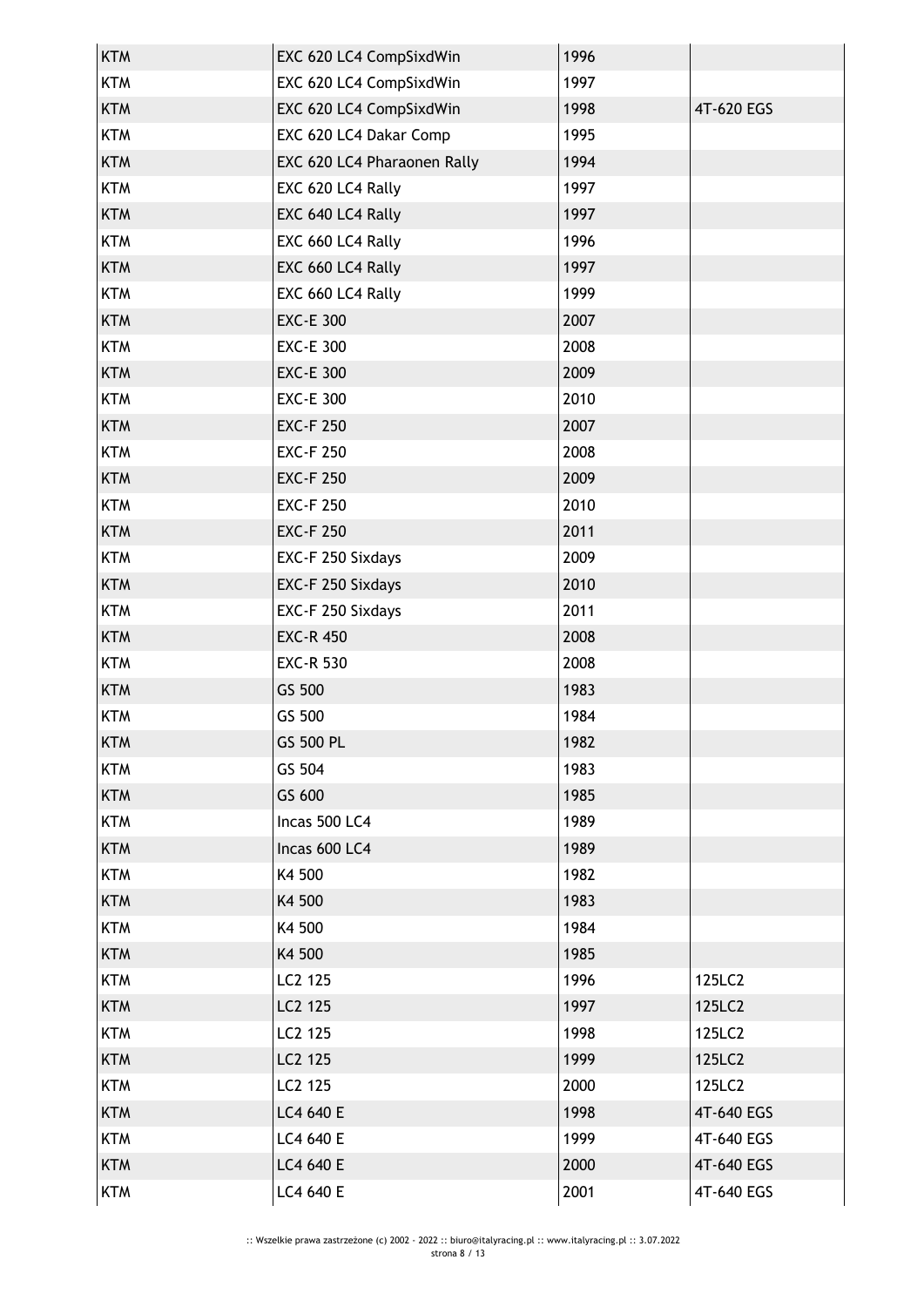| KTM | EXC 620 LC4 CompSixdWin | 1996 | |
|---|---|---|---|
| KTM | EXC 620 LC4 CompSixdWin | 1997 | |
| KTM | EXC 620 LC4 CompSixdWin | 1998 | 4T-620 EGS |
| KTM | EXC 620 LC4 Dakar Comp | 1995 | |
| KTM | EXC 620 LC4 Pharaonen Rally | 1994 | |
| KTM | EXC 620 LC4 Rally | 1997 | |
| KTM | EXC 640 LC4 Rally | 1997 | |
| KTM | EXC 660 LC4 Rally | 1996 | |
| KTM | EXC 660 LC4 Rally | 1997 | |
| KTM | EXC 660 LC4 Rally | 1999 | |
| KTM | EXC-E 300 | 2007 | |
| KTM | EXC-E 300 | 2008 | |
| KTM | EXC-E 300 | 2009 | |
| KTM | EXC-E 300 | 2010 | |
| KTM | EXC-F 250 | 2007 | |
| KTM | EXC-F 250 | 2008 | |
| KTM | EXC-F 250 | 2009 | |
| KTM | EXC-F 250 | 2010 | |
| KTM | EXC-F 250 | 2011 | |
| KTM | EXC-F 250 Sixdays | 2009 | |
| KTM | EXC-F 250 Sixdays | 2010 | |
| KTM | EXC-F 250 Sixdays | 2011 | |
| KTM | EXC-R 450 | 2008 | |
| KTM | EXC-R 530 | 2008 | |
| KTM | GS 500 | 1983 | |
| KTM | GS 500 | 1984 | |
| KTM | GS 500 PL | 1982 | |
| KTM | GS 504 | 1983 | |
| KTM | GS 600 | 1985 | |
| KTM | Incas 500 LC4 | 1989 | |
| KTM | Incas 600 LC4 | 1989 | |
| KTM | K4 500 | 1982 | |
| KTM | K4 500 | 1983 | |
| KTM | K4 500 | 1984 | |
| KTM | K4 500 | 1985 | |
| KTM | LC2 125 | 1996 | 125LC2 |
| KTM | LC2 125 | 1997 | 125LC2 |
| KTM | LC2 125 | 1998 | 125LC2 |
| KTM | LC2 125 | 1999 | 125LC2 |
| KTM | LC2 125 | 2000 | 125LC2 |
| KTM | LC4 640 E | 1998 | 4T-640 EGS |
| KTM | LC4 640 E | 1999 | 4T-640 EGS |
| KTM | LC4 640 E | 2000 | 4T-640 EGS |
| KTM | LC4 640 E | 2001 | 4T-640 EGS |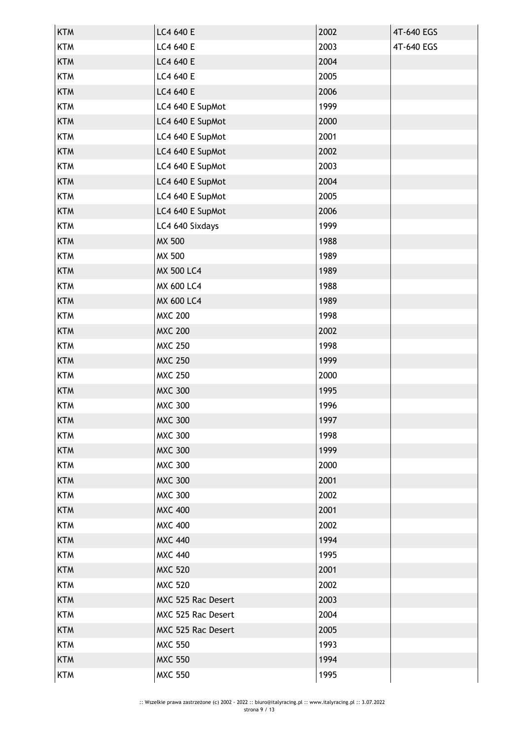| KTM | LC4 640 E | 2002 | 4T-640 EGS |
|---|---|---|---|
| KTM | LC4 640 E | 2003 | 4T-640 EGS |
| KTM | LC4 640 E | 2004 | |
| KTM | LC4 640 E | 2005 | |
| KTM | LC4 640 E | 2006 | |
| KTM | LC4 640 E SupMot | 1999 | |
| KTM | LC4 640 E SupMot | 2000 | |
| KTM | LC4 640 E SupMot | 2001 | |
| KTM | LC4 640 E SupMot | 2002 | |
| KTM | LC4 640 E SupMot | 2003 | |
| KTM | LC4 640 E SupMot | 2004 | |
| KTM | LC4 640 E SupMot | 2005 | |
| KTM | LC4 640 E SupMot | 2006 | |
| KTM | LC4 640 Sixdays | 1999 | |
| KTM | MX 500 | 1988 | |
| KTM | MX 500 | 1989 | |
| KTM | MX 500 LC4 | 1989 | |
| KTM | MX 600 LC4 | 1988 | |
| KTM | MX 600 LC4 | 1989 | |
| KTM | MXC 200 | 1998 | |
| KTM | MXC 200 | 2002 | |
| KTM | MXC 250 | 1998 | |
| KTM | MXC 250 | 1999 | |
| KTM | MXC 250 | 2000 | |
| KTM | MXC 300 | 1995 | |
| KTM | MXC 300 | 1996 | |
| KTM | MXC 300 | 1997 | |
| KTM | MXC 300 | 1998 | |
| KTM | MXC 300 | 1999 | |
| KTM | MXC 300 | 2000 | |
| KTM | MXC 300 | 2001 | |
| KTM | MXC 300 | 2002 | |
| KTM | MXC 400 | 2001 | |
| KTM | MXC 400 | 2002 | |
| KTM | MXC 440 | 1994 | |
| KTM | MXC 440 | 1995 | |
| KTM | MXC 520 | 2001 | |
| KTM | MXC 520 | 2002 | |
| KTM | MXC 525 Rac Desert | 2003 | |
| KTM | MXC 525 Rac Desert | 2004 | |
| KTM | MXC 525 Rac Desert | 2005 | |
| KTM | MXC 550 | 1993 | |
| KTM | MXC 550 | 1994 | |
| KTM | MXC 550 | 1995 | |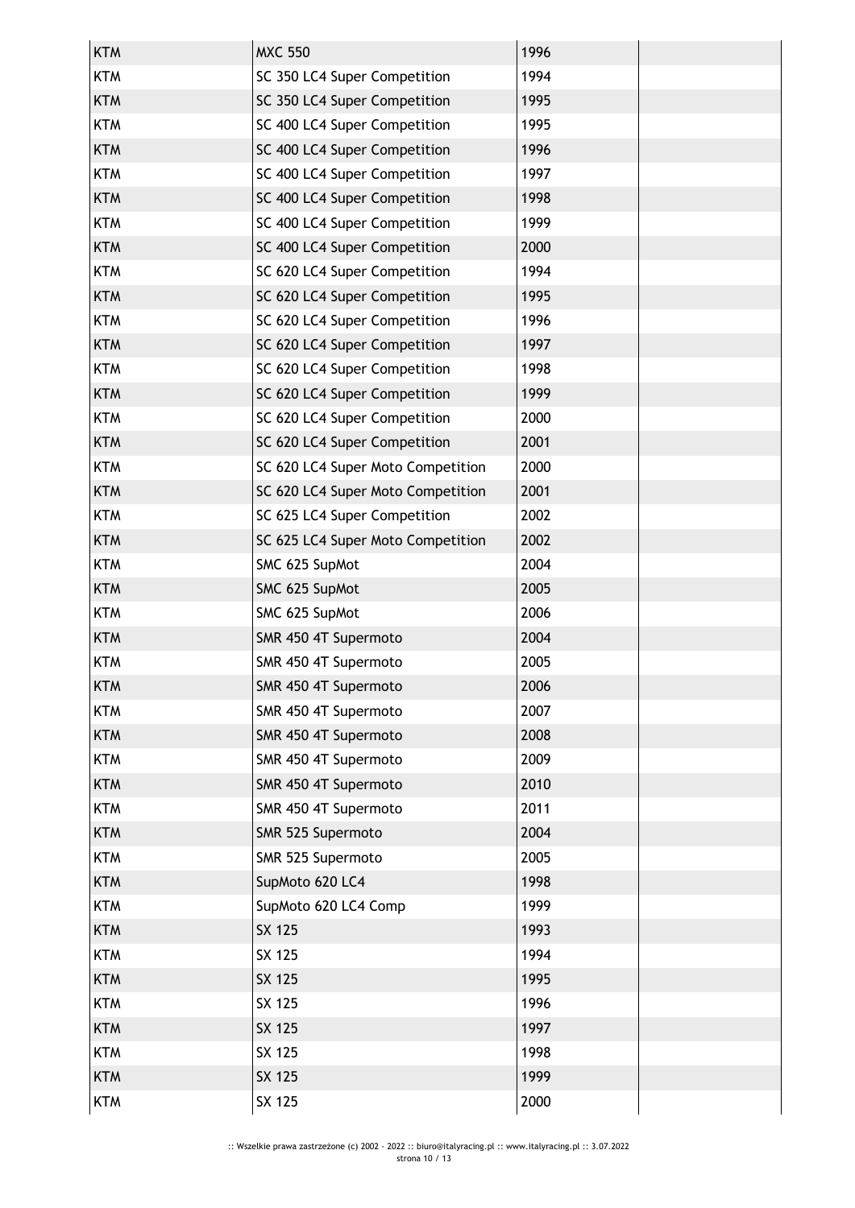| KTM | MXC 550 | 1996 | |
|---|---|---|---|
| KTM | SC 350 LC4 Super Competition | 1994 | |
| KTM | SC 350 LC4 Super Competition | 1995 | |
| KTM | SC 400 LC4 Super Competition | 1995 | |
| KTM | SC 400 LC4 Super Competition | 1996 | |
| KTM | SC 400 LC4 Super Competition | 1997 | |
| KTM | SC 400 LC4 Super Competition | 1998 | |
| KTM | SC 400 LC4 Super Competition | 1999 | |
| KTM | SC 400 LC4 Super Competition | 2000 | |
| KTM | SC 620 LC4 Super Competition | 1994 | |
| KTM | SC 620 LC4 Super Competition | 1995 | |
| KTM | SC 620 LC4 Super Competition | 1996 | |
| KTM | SC 620 LC4 Super Competition | 1997 | |
| KTM | SC 620 LC4 Super Competition | 1998 | |
| KTM | SC 620 LC4 Super Competition | 1999 | |
| KTM | SC 620 LC4 Super Competition | 2000 | |
| KTM | SC 620 LC4 Super Competition | 2001 | |
| KTM | SC 620 LC4 Super Moto Competition | 2000 | |
| KTM | SC 620 LC4 Super Moto Competition | 2001 | |
| KTM | SC 625 LC4 Super Competition | 2002 | |
| KTM | SC 625 LC4 Super Moto Competition | 2002 | |
| KTM | SMC 625 SupMot | 2004 | |
| KTM | SMC 625 SupMot | 2005 | |
| KTM | SMC 625 SupMot | 2006 | |
| KTM | SMR 450 4T Supermoto | 2004 | |
| KTM | SMR 450 4T Supermoto | 2005 | |
| KTM | SMR 450 4T Supermoto | 2006 | |
| KTM | SMR 450 4T Supermoto | 2007 | |
| KTM | SMR 450 4T Supermoto | 2008 | |
| KTM | SMR 450 4T Supermoto | 2009 | |
| KTM | SMR 450 4T Supermoto | 2010 | |
| KTM | SMR 450 4T Supermoto | 2011 | |
| KTM | SMR 525 Supermoto | 2004 | |
| KTM | SMR 525 Supermoto | 2005 | |
| KTM | SupMoto 620 LC4 | 1998 | |
| KTM | SupMoto 620 LC4 Comp | 1999 | |
| KTM | SX 125 | 1993 | |
| KTM | SX 125 | 1994 | |
| KTM | SX 125 | 1995 | |
| KTM | SX 125 | 1996 | |
| KTM | SX 125 | 1997 | |
| KTM | SX 125 | 1998 | |
| KTM | SX 125 | 1999 | |
| KTM | SX 125 | 2000 | |

:: Wszelkie prawa zastrzeżone (c) 2002 - 2022 :: biuro@italyracing.pl :: www.italyracing.pl :: 3.07.2022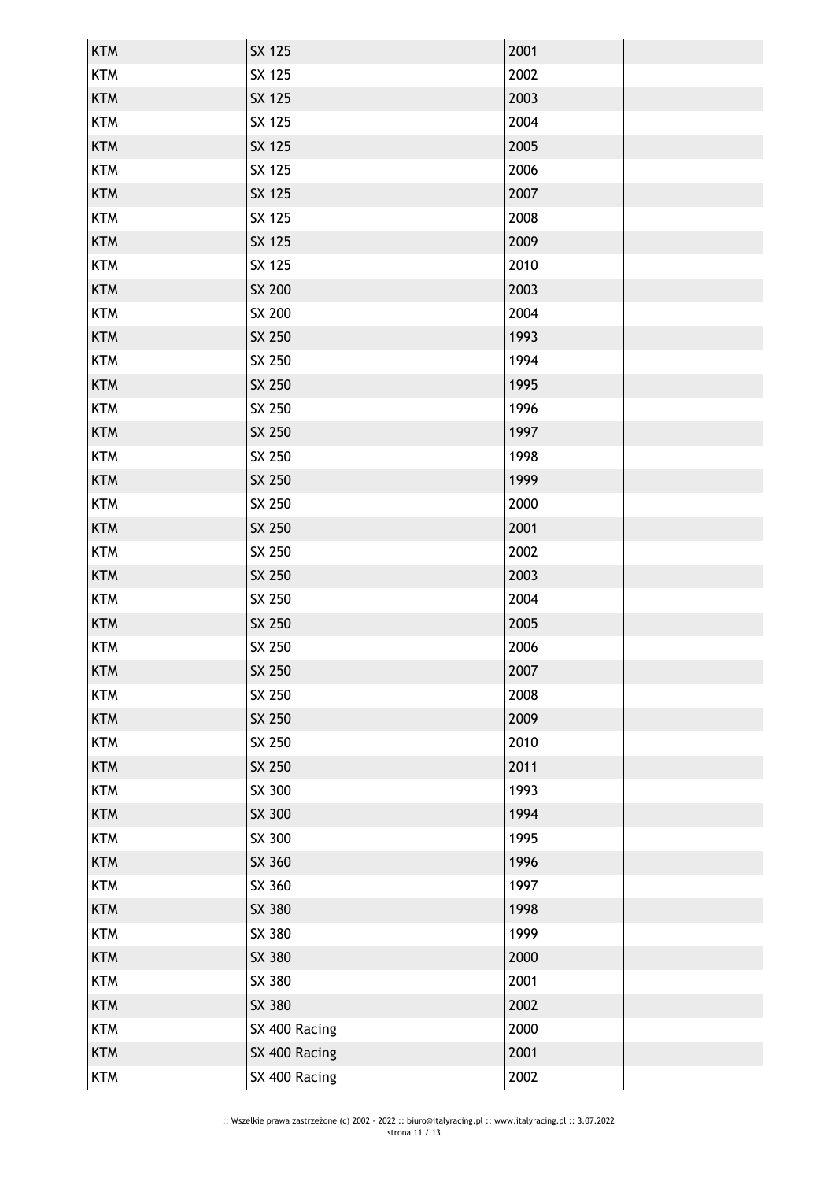| | | | |
|---|---|---|---|
| KTM | SX 125 | 2001 | |
| KTM | SX 125 | 2002 | |
| KTM | SX 125 | 2003 | |
| KTM | SX 125 | 2004 | |
| KTM | SX 125 | 2005 | |
| KTM | SX 125 | 2006 | |
| KTM | SX 125 | 2007 | |
| KTM | SX 125 | 2008 | |
| KTM | SX 125 | 2009 | |
| KTM | SX 125 | 2010 | |
| KTM | SX 200 | 2003 | |
| KTM | SX 200 | 2004 | |
| KTM | SX 250 | 1993 | |
| KTM | SX 250 | 1994 | |
| KTM | SX 250 | 1995 | |
| KTM | SX 250 | 1996 | |
| KTM | SX 250 | 1997 | |
| KTM | SX 250 | 1998 | |
| KTM | SX 250 | 1999 | |
| KTM | SX 250 | 2000 | |
| KTM | SX 250 | 2001 | |
| KTM | SX 250 | 2002 | |
| KTM | SX 250 | 2003 | |
| KTM | SX 250 | 2004 | |
| KTM | SX 250 | 2005 | |
| KTM | SX 250 | 2006 | |
| KTM | SX 250 | 2007 | |
| KTM | SX 250 | 2008 | |
| KTM | SX 250 | 2009 | |
| KTM | SX 250 | 2010 | |
| KTM | SX 250 | 2011 | |
| KTM | SX 300 | 1993 | |
| KTM | SX 300 | 1994 | |
| KTM | SX 300 | 1995 | |
| KTM | SX 360 | 1996 | |
| KTM | SX 360 | 1997 | |
| KTM | SX 380 | 1998 | |
| KTM | SX 380 | 1999 | |
| KTM | SX 380 | 2000 | |
| KTM | SX 380 | 2001 | |
| KTM | SX 380 | 2002 | |
| KTM | SX 400 Racing | 2000 | |
| KTM | SX 400 Racing | 2001 | |
| KTM | SX 400 Racing | 2002 | |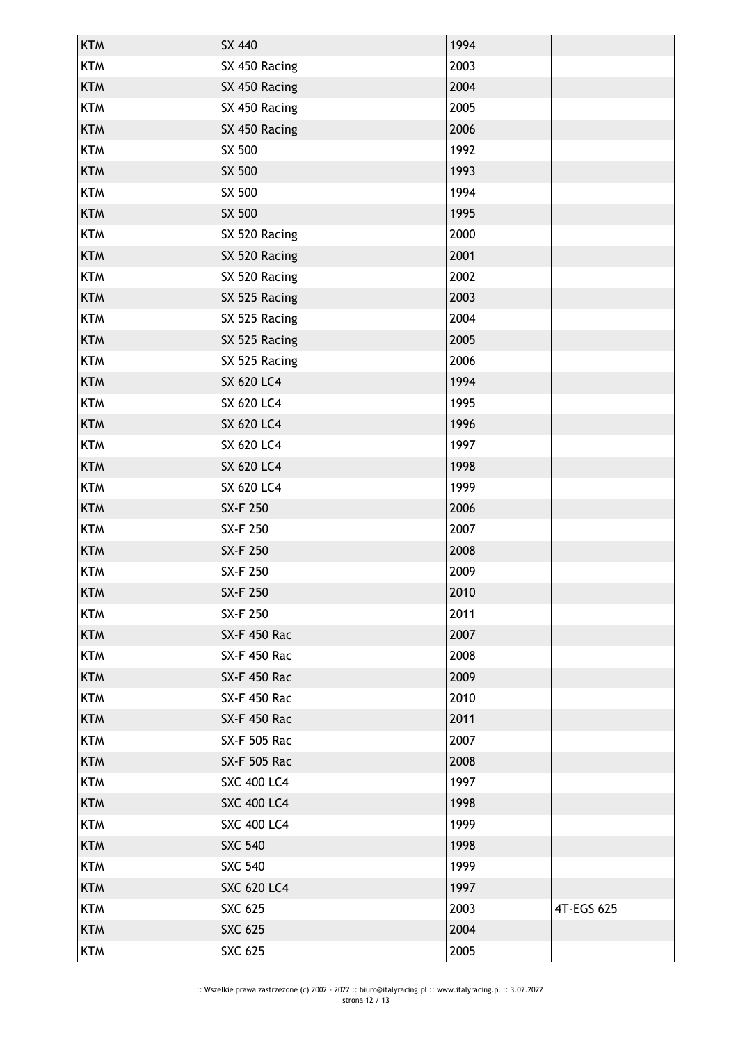| | | | |
|---|---|---|---|
| KTM | SX 440 | 1994 | |
| KTM | SX 450 Racing | 2003 | |
| KTM | SX 450 Racing | 2004 | |
| KTM | SX 450 Racing | 2005 | |
| KTM | SX 450 Racing | 2006 | |
| KTM | SX 500 | 1992 | |
| KTM | SX 500 | 1993 | |
| KTM | SX 500 | 1994 | |
| KTM | SX 500 | 1995 | |
| KTM | SX 520 Racing | 2000 | |
| KTM | SX 520 Racing | 2001 | |
| KTM | SX 520 Racing | 2002 | |
| KTM | SX 525 Racing | 2003 | |
| KTM | SX 525 Racing | 2004 | |
| KTM | SX 525 Racing | 2005 | |
| KTM | SX 525 Racing | 2006 | |
| KTM | SX 620 LC4 | 1994 | |
| KTM | SX 620 LC4 | 1995 | |
| KTM | SX 620 LC4 | 1996 | |
| KTM | SX 620 LC4 | 1997 | |
| KTM | SX 620 LC4 | 1998 | |
| KTM | SX 620 LC4 | 1999 | |
| KTM | SX-F 250 | 2006 | |
| KTM | SX-F 250 | 2007 | |
| KTM | SX-F 250 | 2008 | |
| KTM | SX-F 250 | 2009 | |
| KTM | SX-F 250 | 2010 | |
| KTM | SX-F 250 | 2011 | |
| KTM | SX-F 450 Rac | 2007 | |
| KTM | SX-F 450 Rac | 2008 | |
| KTM | SX-F 450 Rac | 2009 | |
| KTM | SX-F 450 Rac | 2010 | |
| KTM | SX-F 450 Rac | 2011 | |
| KTM | SX-F 505 Rac | 2007 | |
| KTM | SX-F 505 Rac | 2008 | |
| KTM | SXC 400 LC4 | 1997 | |
| KTM | SXC 400 LC4 | 1998 | |
| KTM | SXC 400 LC4 | 1999 | |
| KTM | SXC 540 | 1998 | |
| KTM | SXC 540 | 1999 | |
| KTM | SXC 620 LC4 | 1997 | |
| KTM | SXC 625 | 2003 | 4T-EGS 625 |
| KTM | SXC 625 | 2004 | |
| KTM | SXC 625 | 2005 | |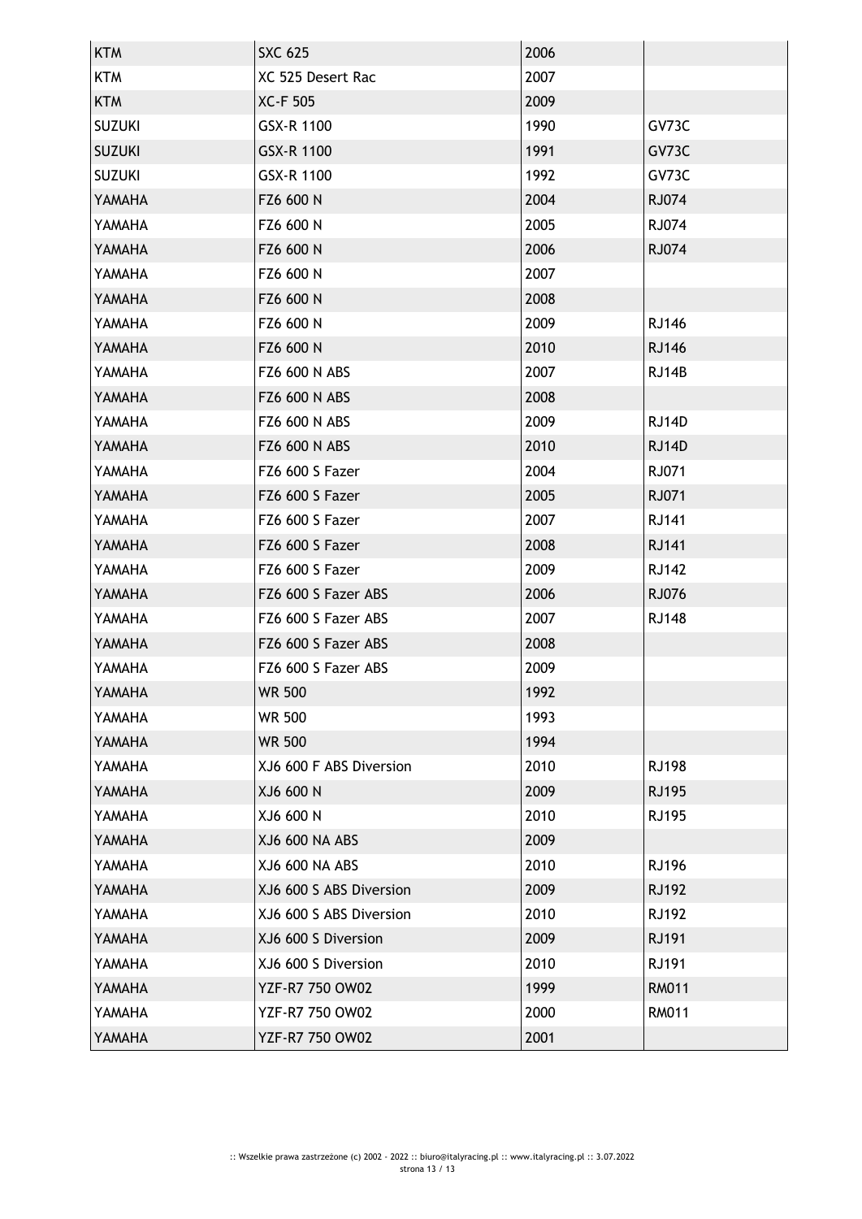| | | | |
|---|---|---|---|
| KTM | SXC 625 | 2006 | |
| KTM | XC 525 Desert Rac | 2007 | |
| KTM | XC-F 505 | 2009 | |
| SUZUKI | GSX-R 1100 | 1990 | GV73C |
| SUZUKI | GSX-R 1100 | 1991 | GV73C |
| SUZUKI | GSX-R 1100 | 1992 | GV73C |
| YAMAHA | FZ6 600 N | 2004 | RJ074 |
| YAMAHA | FZ6 600 N | 2005 | RJ074 |
| YAMAHA | FZ6 600 N | 2006 | RJ074 |
| YAMAHA | FZ6 600 N | 2007 | |
| YAMAHA | FZ6 600 N | 2008 | |
| YAMAHA | FZ6 600 N | 2009 | RJ146 |
| YAMAHA | FZ6 600 N | 2010 | RJ146 |
| YAMAHA | FZ6 600 N ABS | 2007 | RJ14B |
| YAMAHA | FZ6 600 N ABS | 2008 | |
| YAMAHA | FZ6 600 N ABS | 2009 | RJ14D |
| YAMAHA | FZ6 600 N ABS | 2010 | RJ14D |
| YAMAHA | FZ6 600 S Fazer | 2004 | RJ071 |
| YAMAHA | FZ6 600 S Fazer | 2005 | RJ071 |
| YAMAHA | FZ6 600 S Fazer | 2007 | RJ141 |
| YAMAHA | FZ6 600 S Fazer | 2008 | RJ141 |
| YAMAHA | FZ6 600 S Fazer | 2009 | RJ142 |
| YAMAHA | FZ6 600 S Fazer ABS | 2006 | RJ076 |
| YAMAHA | FZ6 600 S Fazer ABS | 2007 | RJ148 |
| YAMAHA | FZ6 600 S Fazer ABS | 2008 | |
| YAMAHA | FZ6 600 S Fazer ABS | 2009 | |
| YAMAHA | WR 500 | 1992 | |
| YAMAHA | WR 500 | 1993 | |
| YAMAHA | WR 500 | 1994 | |
| YAMAHA | XJ6 600 F ABS Diversion | 2010 | RJ198 |
| YAMAHA | XJ6 600 N | 2009 | RJ195 |
| YAMAHA | XJ6 600 N | 2010 | RJ195 |
| YAMAHA | XJ6 600 NA ABS | 2009 | |
| YAMAHA | XJ6 600 NA ABS | 2010 | RJ196 |
| YAMAHA | XJ6 600 S ABS Diversion | 2009 | RJ192 |
| YAMAHA | XJ6 600 S ABS Diversion | 2010 | RJ192 |
| YAMAHA | XJ6 600 S Diversion | 2009 | RJ191 |
| YAMAHA | XJ6 600 S Diversion | 2010 | RJ191 |
| YAMAHA | YZF-R7 750 OW02 | 1999 | RM011 |
| YAMAHA | YZF-R7 750 OW02 | 2000 | RM011 |
| YAMAHA | YZF-R7 750 OW02 | 2001 | |

:: Wszelkie prawa zastrzeżone (c) 2002 - 2022 :: biuro@italyracing.pl :: www.italyracing.pl :: 3.07.2022